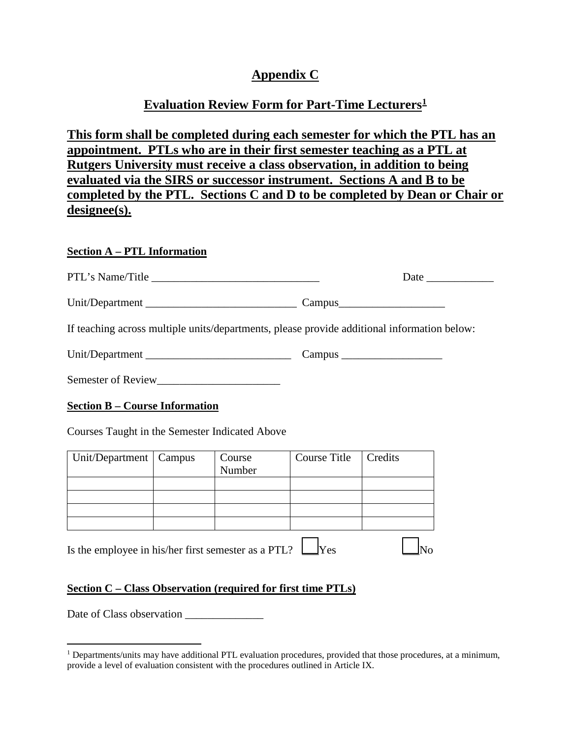# Appendix C

## Evaluation Review Form for Part-Time Lecturers[1]

**This form shall be completed during each semester for which the PTL has an appointment. PTLs who are in their first semester teaching as a PTL at Rutgers University must receive a class observation, in addition to being evaluated via the SIRS or successor instrument. Sections A and B to be completed by the PTL. Sections C and D to be completed by Dean or Chair or designee(s).**

### Section A – PTL Information

PTL's Name/Title ______________________________ Date ____________

Unit/Department ___________________________ Campus___________________

If teaching across multiple units/departments, please provide additional information below:

Unit/Department __________________________ Campus __________________

Semester of Review______________________

### Section B – Course Information

Courses Taught in the Semester Indicated Above

| Unit/Department | Campus | Course Number | Course Title | Credits |
| --- | --- | --- | --- | --- |
| | | | | |
| | | | | |
| | | | | |
| | | | | |

Is the employee in his/her first semester as a PTL? ☐ Yes ☐ No

### Section C – Class Observation (required for first time PTLs)

Date of Class observation ______________

---

[1] Departments/units may have additional PTL evaluation procedures, provided that those procedures, at a minimum, provide a level of evaluation consistent with the procedures outlined in Article IX.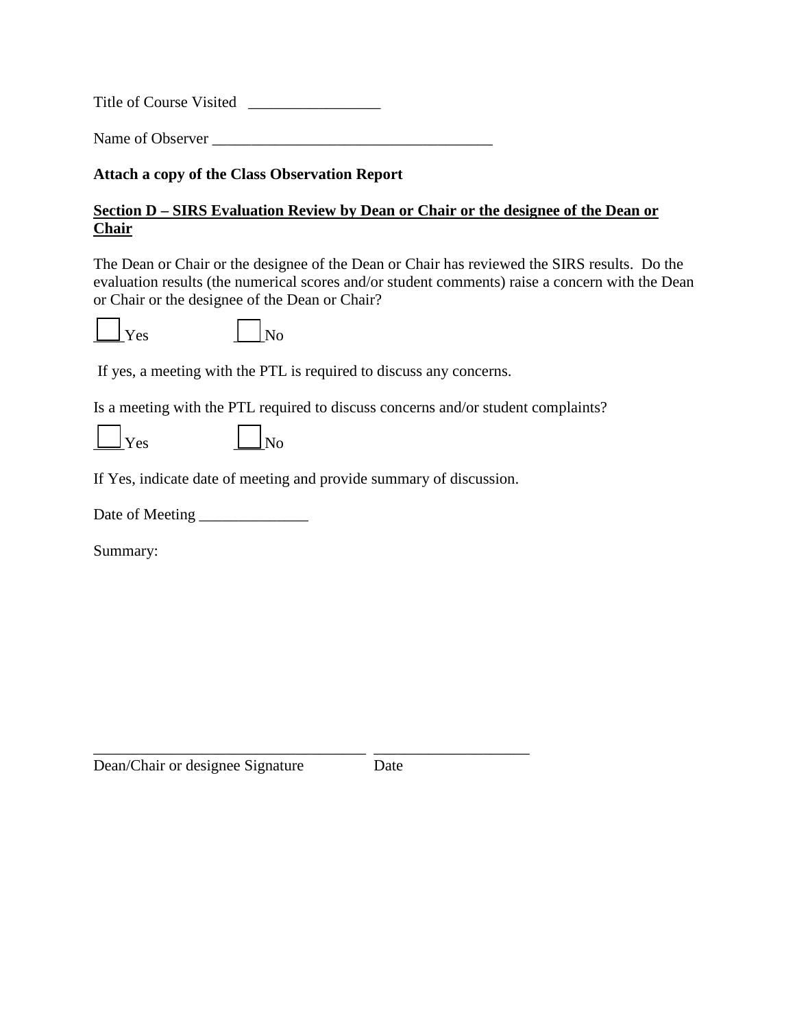Title of Course Visited   _________________

Name of Observer ____________________________________

**Attach a copy of the Class Observation Report**

**<u>Section D – SIRS Evaluation Review by Dean or Chair or the designee of the Dean or Chair</u>**

The Dean or Chair or the designee of the Dean or Chair has reviewed the SIRS results.  Do the evaluation results (the numerical scores and/or student comments) raise a concern with the Dean or Chair or the designee of the Dean or Chair?

☐ Yes          ☐ No

If yes, a meeting with the PTL is required to discuss any concerns.

Is a meeting with the PTL required to discuss concerns and/or student complaints?

☐ Yes          ☐ No

If Yes, indicate date of meeting and provide summary of discussion.

Date of Meeting ______________

Summary:

___________________________________    ____________________

Dean/Chair or designee Signature              Date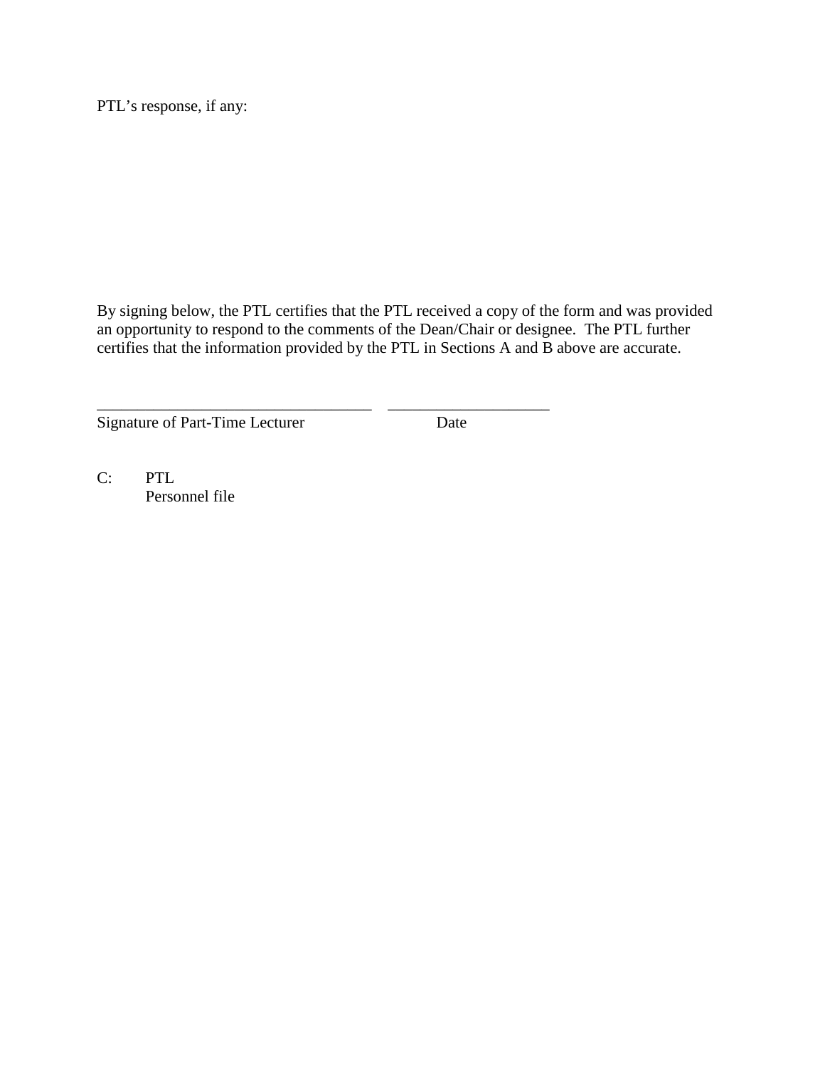PTL's response, if any:

By signing below, the PTL certifies that the PTL received a copy of the form and was provided an opportunity to respond to the comments of the Dean/Chair or designee. The PTL further certifies that the information provided by the PTL in Sections A and B above are accurate.

\_\_\_\_\_\_\_\_\_\_\_\_\_\_\_\_\_\_\_\_\_\_\_\_\_\_\_\_\_\_\_\_\_\_\_ \_\_\_\_\_\_\_\_\_\_\_\_\_\_\_\_\_\_\_\_\_
Signature of Part-Time Lecturer Date

C: PTL
Personnel file